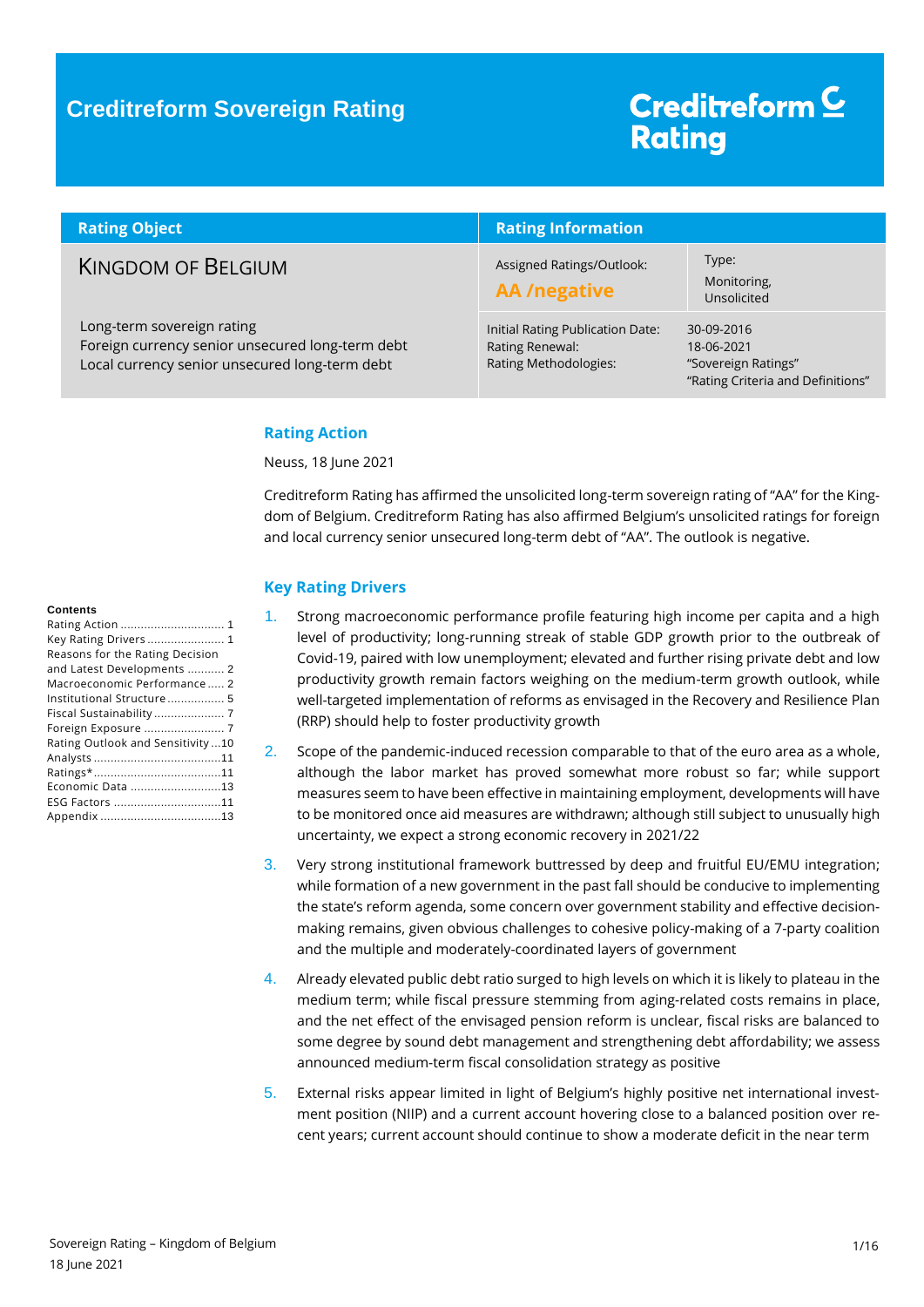# Creditreform Sovereign Rating

Creditreform Rating

| Rating Object | Rating Information | |
|---|---|---|
| KINGDOM OF BELGIUM | Assigned Ratings/Outlook: **AA /negative** | Type: Monitoring, Unsolicited |
| Long-term sovereign rating<br>Foreign currency senior unsecured long-term debt<br>Local currency senior unsecured long-term debt | Initial Rating Publication Date:<br>Rating Renewal:<br>Rating Methodologies: | 30-09-2016<br>18-06-2021<br>"Sovereign Ratings"<br>"Rating Criteria and Definitions" |

**Contents**

- Rating Action ... 1
- Key Rating Drivers ... 1
- Reasons for the Rating Decision and Latest Developments ... 2
- Macroeconomic Performance ... 2
- Institutional Structure ... 5
- Fiscal Sustainability ... 7
- Foreign Exposure ... 7
- Rating Outlook and Sensitivity ... 10
- Analysts ... 11
- Ratings* ... 11
- Economic Data ... 13
- ESG Factors ... 11
- Appendix ... 13

## Rating Action

Neuss, 18 June 2021

Creditreform Rating has affirmed the unsolicited long-term sovereign rating of "AA" for the Kingdom of Belgium. Creditreform Rating has also affirmed Belgium's unsolicited ratings for foreign and local currency senior unsecured long-term debt of "AA". The outlook is negative.

## Key Rating Drivers

1. Strong macroeconomic performance profile featuring high income per capita and a high level of productivity; long-running streak of stable GDP growth prior to the outbreak of Covid-19, paired with low unemployment; elevated and further rising private debt and low productivity growth remain factors weighing on the medium-term growth outlook, while well-targeted implementation of reforms as envisaged in the Recovery and Resilience Plan (RRP) should help to foster productivity growth

2. Scope of the pandemic-induced recession comparable to that of the euro area as a whole, although the labor market has proved somewhat more robust so far; while support measures seem to have been effective in maintaining employment, developments will have to be monitored once aid measures are withdrawn; although still subject to unusually high uncertainty, we expect a strong economic recovery in 2021/22

3. Very strong institutional framework buttressed by deep and fruitful EU/EMU integration; while formation of a new government in the past fall should be conducive to implementing the state's reform agenda, some concern over government stability and effective decision-making remains, given obvious challenges to cohesive policy-making of a 7-party coalition and the multiple and moderately-coordinated layers of government

4. Already elevated public debt ratio surged to high levels on which it is likely to plateau in the medium term; while fiscal pressure stemming from aging-related costs remains in place, and the net effect of the envisaged pension reform is unclear, fiscal risks are balanced to some degree by sound debt management and strengthening debt affordability; we assess announced medium-term fiscal consolidation strategy as positive

5. External risks appear limited in light of Belgium's highly positive net international investment position (NIIP) and a current account hovering close to a balanced position over recent years; current account should continue to show a moderate deficit in the near term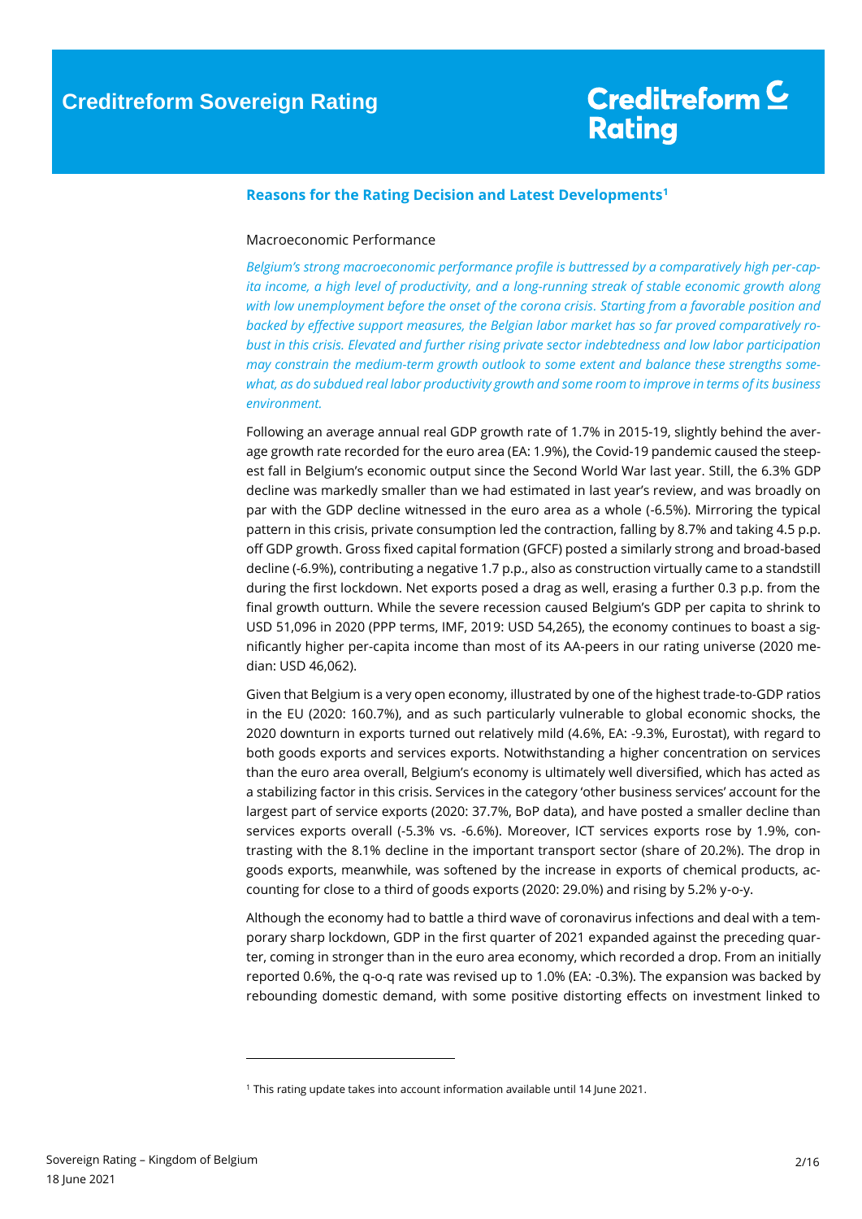## Reasons for the Rating Decision and Latest Developments[1]

### Macroeconomic Performance

*Belgium's strong macroeconomic performance profile is buttressed by a comparatively high per-capita income, a high level of productivity, and a long-running streak of stable economic growth along with low unemployment before the onset of the corona crisis. Starting from a favorable position and backed by effective support measures, the Belgian labor market has so far proved comparatively robust in this crisis. Elevated and further rising private sector indebtedness and low labor participation may constrain the medium-term growth outlook to some extent and balance these strengths somewhat, as do subdued real labor productivity growth and some room to improve in terms of its business environment.*

Following an average annual real GDP growth rate of 1.7% in 2015-19, slightly behind the average growth rate recorded for the euro area (EA: 1.9%), the Covid-19 pandemic caused the steepest fall in Belgium's economic output since the Second World War last year. Still, the 6.3% GDP decline was markedly smaller than we had estimated in last year's review, and was broadly on par with the GDP decline witnessed in the euro area as a whole (-6.5%). Mirroring the typical pattern in this crisis, private consumption led the contraction, falling by 8.7% and taking 4.5 p.p. off GDP growth. Gross fixed capital formation (GFCF) posted a similarly strong and broad-based decline (-6.9%), contributing a negative 1.7 p.p., also as construction virtually came to a standstill during the first lockdown. Net exports posed a drag as well, erasing a further 0.3 p.p. from the final growth outturn. While the severe recession caused Belgium's GDP per capita to shrink to USD 51,096 in 2020 (PPP terms, IMF, 2019: USD 54,265), the economy continues to boast a significantly higher per-capita income than most of its AA-peers in our rating universe (2020 median: USD 46,062).

Given that Belgium is a very open economy, illustrated by one of the highest trade-to-GDP ratios in the EU (2020: 160.7%), and as such particularly vulnerable to global economic shocks, the 2020 downturn in exports turned out relatively mild (4.6%, EA: -9.3%, Eurostat), with regard to both goods exports and services exports. Notwithstanding a higher concentration on services than the euro area overall, Belgium's economy is ultimately well diversified, which has acted as a stabilizing factor in this crisis. Services in the category 'other business services' account for the largest part of service exports (2020: 37.7%, BoP data), and have posted a smaller decline than services exports overall (-5.3% vs. -6.6%). Moreover, ICT services exports rose by 1.9%, contrasting with the 8.1% decline in the important transport sector (share of 20.2%). The drop in goods exports, meanwhile, was softened by the increase in exports of chemical products, accounting for close to a third of goods exports (2020: 29.0%) and rising by 5.2% y-o-y.

Although the economy had to battle a third wave of coronavirus infections and deal with a temporary sharp lockdown, GDP in the first quarter of 2021 expanded against the preceding quarter, coming in stronger than in the euro area economy, which recorded a drop. From an initially reported 0.6%, the q-o-q rate was revised up to 1.0% (EA: -0.3%). The expansion was backed by rebounding domestic demand, with some positive distorting effects on investment linked to

---

[1] This rating update takes into account information available until 14 June 2021.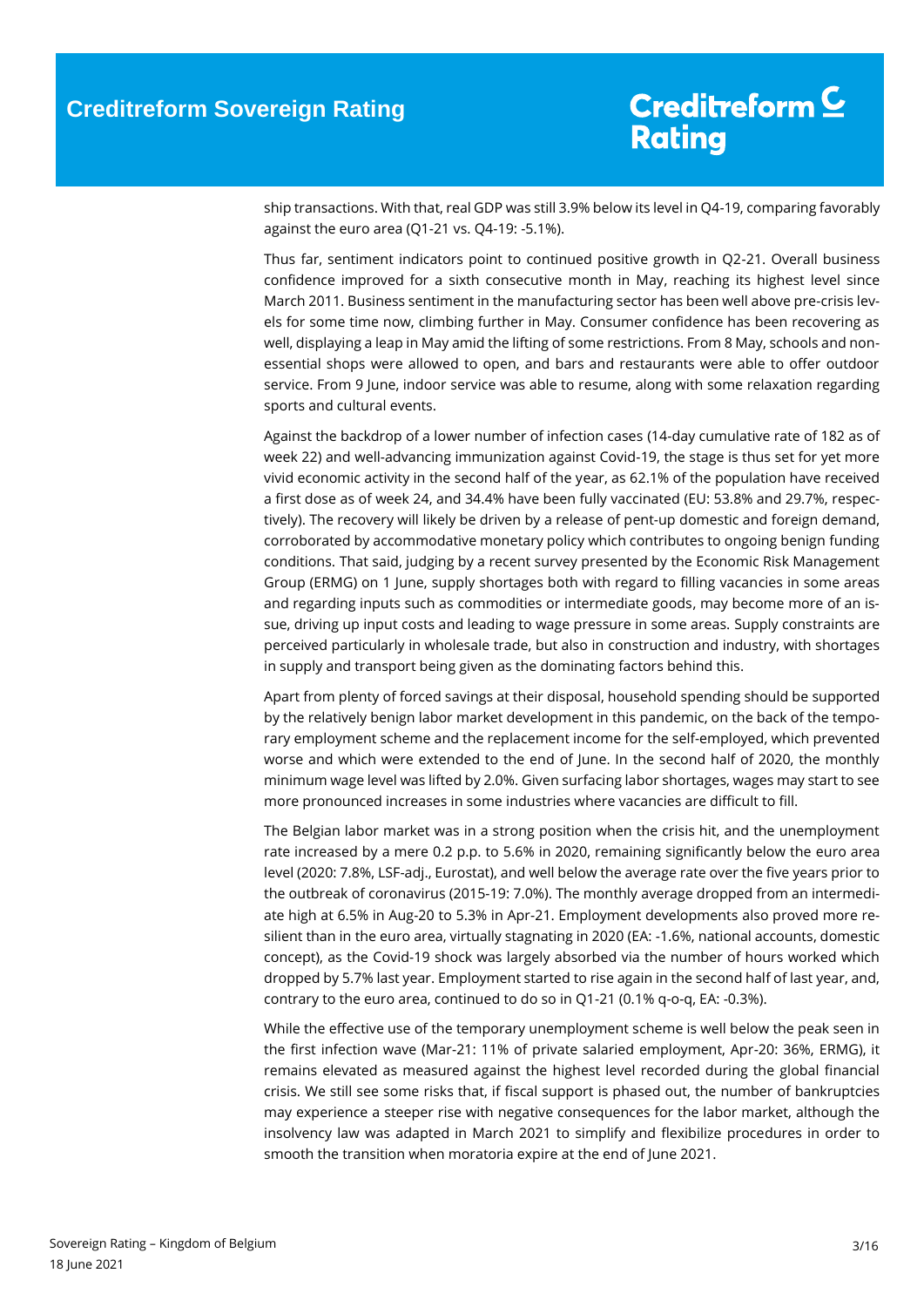ship transactions. With that, real GDP was still 3.9% below its level in Q4-19, comparing favorably against the euro area (Q1-21 vs. Q4-19: -5.1%).

Thus far, sentiment indicators point to continued positive growth in Q2-21. Overall business confidence improved for a sixth consecutive month in May, reaching its highest level since March 2011. Business sentiment in the manufacturing sector has been well above pre-crisis levels for some time now, climbing further in May. Consumer confidence has been recovering as well, displaying a leap in May amid the lifting of some restrictions. From 8 May, schools and non-essential shops were allowed to open, and bars and restaurants were able to offer outdoor service. From 9 June, indoor service was able to resume, along with some relaxation regarding sports and cultural events.

Against the backdrop of a lower number of infection cases (14-day cumulative rate of 182 as of week 22) and well-advancing immunization against Covid-19, the stage is thus set for yet more vivid economic activity in the second half of the year, as 62.1% of the population have received a first dose as of week 24, and 34.4% have been fully vaccinated (EU: 53.8% and 29.7%, respectively). The recovery will likely be driven by a release of pent-up domestic and foreign demand, corroborated by accommodative monetary policy which contributes to ongoing benign funding conditions. That said, judging by a recent survey presented by the Economic Risk Management Group (ERMG) on 1 June, supply shortages both with regard to filling vacancies in some areas and regarding inputs such as commodities or intermediate goods, may become more of an issue, driving up input costs and leading to wage pressure in some areas. Supply constraints are perceived particularly in wholesale trade, but also in construction and industry, with shortages in supply and transport being given as the dominating factors behind this.

Apart from plenty of forced savings at their disposal, household spending should be supported by the relatively benign labor market development in this pandemic, on the back of the temporary employment scheme and the replacement income for the self-employed, which prevented worse and which were extended to the end of June. In the second half of 2020, the monthly minimum wage level was lifted by 2.0%. Given surfacing labor shortages, wages may start to see more pronounced increases in some industries where vacancies are difficult to fill.

The Belgian labor market was in a strong position when the crisis hit, and the unemployment rate increased by a mere 0.2 p.p. to 5.6% in 2020, remaining significantly below the euro area level (2020: 7.8%, LSF-adj., Eurostat), and well below the average rate over the five years prior to the outbreak of coronavirus (2015-19: 7.0%). The monthly average dropped from an intermediate high at 6.5% in Aug-20 to 5.3% in Apr-21. Employment developments also proved more resilient than in the euro area, virtually stagnating in 2020 (EA: -1.6%, national accounts, domestic concept), as the Covid-19 shock was largely absorbed via the number of hours worked which dropped by 5.7% last year. Employment started to rise again in the second half of last year, and, contrary to the euro area, continued to do so in Q1-21 (0.1% q-o-q, EA: -0.3%).

While the effective use of the temporary unemployment scheme is well below the peak seen in the first infection wave (Mar-21: 11% of private salaried employment, Apr-20: 36%, ERMG), it remains elevated as measured against the highest level recorded during the global financial crisis. We still see some risks that, if fiscal support is phased out, the number of bankruptcies may experience a steeper rise with negative consequences for the labor market, although the insolvency law was adapted in March 2021 to simplify and flexibilize procedures in order to smooth the transition when moratoria expire at the end of June 2021.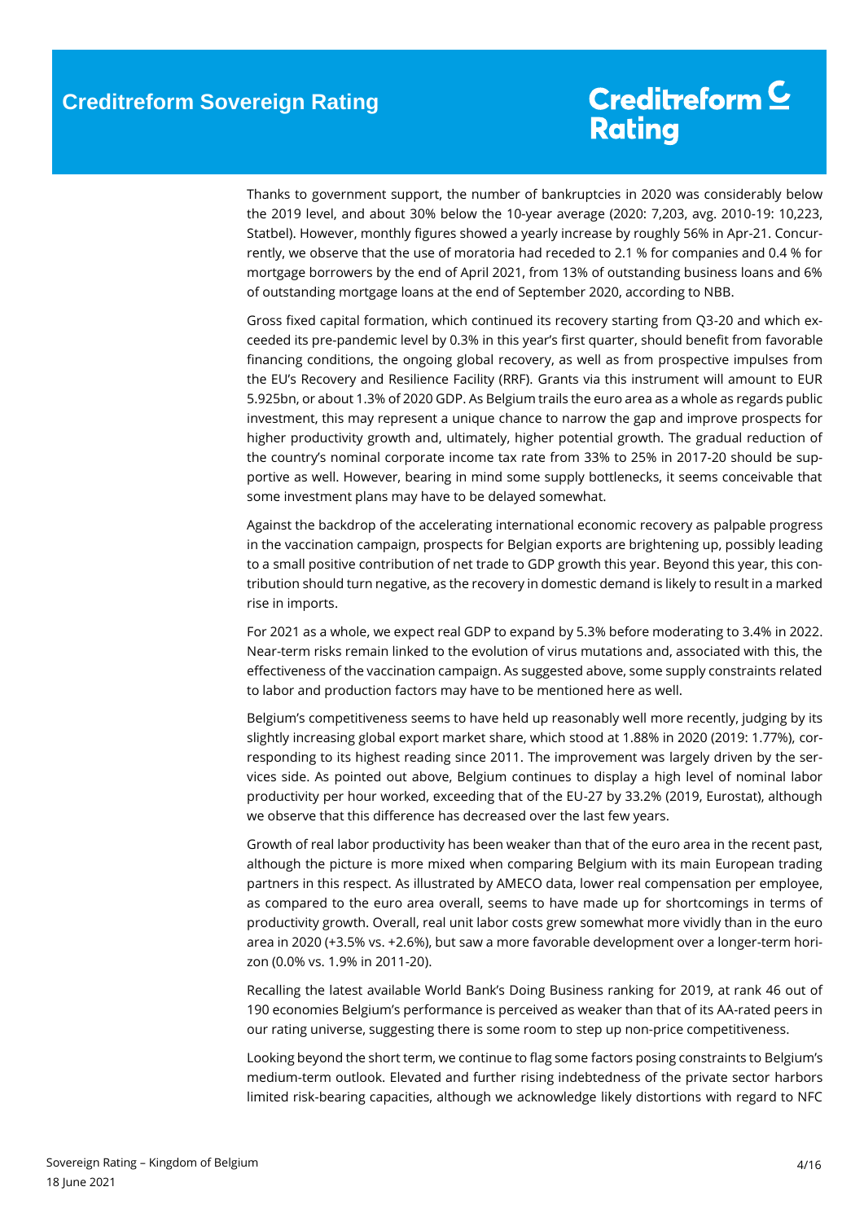Thanks to government support, the number of bankruptcies in 2020 was considerably below the 2019 level, and about 30% below the 10-year average (2020: 7,203, avg. 2010-19: 10,223, Statbel). However, monthly figures showed a yearly increase by roughly 56% in Apr-21. Concurrently, we observe that the use of moratoria had receded to 2.1 % for companies and 0.4 % for mortgage borrowers by the end of April 2021, from 13% of outstanding business loans and 6% of outstanding mortgage loans at the end of September 2020, according to NBB.

Gross fixed capital formation, which continued its recovery starting from Q3-20 and which exceeded its pre-pandemic level by 0.3% in this year's first quarter, should benefit from favorable financing conditions, the ongoing global recovery, as well as from prospective impulses from the EU's Recovery and Resilience Facility (RRF). Grants via this instrument will amount to EUR 5.925bn, or about 1.3% of 2020 GDP. As Belgium trails the euro area as a whole as regards public investment, this may represent a unique chance to narrow the gap and improve prospects for higher productivity growth and, ultimately, higher potential growth. The gradual reduction of the country's nominal corporate income tax rate from 33% to 25% in 2017-20 should be supportive as well. However, bearing in mind some supply bottlenecks, it seems conceivable that some investment plans may have to be delayed somewhat.

Against the backdrop of the accelerating international economic recovery as palpable progress in the vaccination campaign, prospects for Belgian exports are brightening up, possibly leading to a small positive contribution of net trade to GDP growth this year. Beyond this year, this contribution should turn negative, as the recovery in domestic demand is likely to result in a marked rise in imports.

For 2021 as a whole, we expect real GDP to expand by 5.3% before moderating to 3.4% in 2022. Near-term risks remain linked to the evolution of virus mutations and, associated with this, the effectiveness of the vaccination campaign. As suggested above, some supply constraints related to labor and production factors may have to be mentioned here as well.

Belgium's competitiveness seems to have held up reasonably well more recently, judging by its slightly increasing global export market share, which stood at 1.88% in 2020 (2019: 1.77%), corresponding to its highest reading since 2011. The improvement was largely driven by the services side. As pointed out above, Belgium continues to display a high level of nominal labor productivity per hour worked, exceeding that of the EU-27 by 33.2% (2019, Eurostat), although we observe that this difference has decreased over the last few years.

Growth of real labor productivity has been weaker than that of the euro area in the recent past, although the picture is more mixed when comparing Belgium with its main European trading partners in this respect. As illustrated by AMECO data, lower real compensation per employee, as compared to the euro area overall, seems to have made up for shortcomings in terms of productivity growth. Overall, real unit labor costs grew somewhat more vividly than in the euro area in 2020 (+3.5% vs. +2.6%), but saw a more favorable development over a longer-term horizon (0.0% vs. 1.9% in 2011-20).

Recalling the latest available World Bank's Doing Business ranking for 2019, at rank 46 out of 190 economies Belgium's performance is perceived as weaker than that of its AA-rated peers in our rating universe, suggesting there is some room to step up non-price competitiveness.

Looking beyond the short term, we continue to flag some factors posing constraints to Belgium's medium-term outlook. Elevated and further rising indebtedness of the private sector harbors limited risk-bearing capacities, although we acknowledge likely distortions with regard to NFC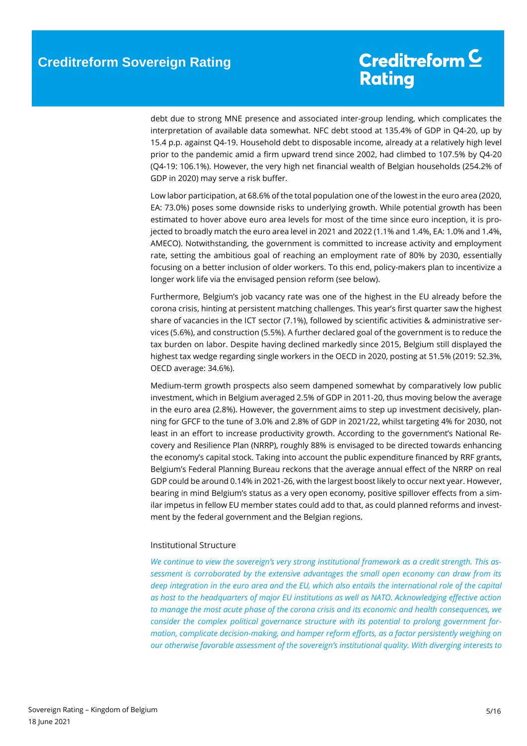debt due to strong MNE presence and associated inter-group lending, which complicates the interpretation of available data somewhat. NFC debt stood at 135.4% of GDP in Q4-20, up by 15.4 p.p. against Q4-19. Household debt to disposable income, already at a relatively high level prior to the pandemic amid a firm upward trend since 2002, had climbed to 107.5% by Q4-20 (Q4-19: 106.1%). However, the very high net financial wealth of Belgian households (254.2% of GDP in 2020) may serve a risk buffer.

Low labor participation, at 68.6% of the total population one of the lowest in the euro area (2020, EA: 73.0%) poses some downside risks to underlying growth. While potential growth has been estimated to hover above euro area levels for most of the time since euro inception, it is projected to broadly match the euro area level in 2021 and 2022 (1.1% and 1.4%, EA: 1.0% and 1.4%, AMECO). Notwithstanding, the government is committed to increase activity and employment rate, setting the ambitious goal of reaching an employment rate of 80% by 2030, essentially focusing on a better inclusion of older workers. To this end, policy-makers plan to incentivize a longer work life via the envisaged pension reform (see below).

Furthermore, Belgium's job vacancy rate was one of the highest in the EU already before the corona crisis, hinting at persistent matching challenges. This year's first quarter saw the highest share of vacancies in the ICT sector (7.1%), followed by scientific activities & administrative services (5.6%), and construction (5.5%). A further declared goal of the government is to reduce the tax burden on labor. Despite having declined markedly since 2015, Belgium still displayed the highest tax wedge regarding single workers in the OECD in 2020, posting at 51.5% (2019: 52.3%, OECD average: 34.6%).

Medium-term growth prospects also seem dampened somewhat by comparatively low public investment, which in Belgium averaged 2.5% of GDP in 2011-20, thus moving below the average in the euro area (2.8%). However, the government aims to step up investment decisively, planning for GFCF to the tune of 3.0% and 2.8% of GDP in 2021/22, whilst targeting 4% for 2030, not least in an effort to increase productivity growth. According to the government's National Recovery and Resilience Plan (NRRP), roughly 88% is envisaged to be directed towards enhancing the economy's capital stock. Taking into account the public expenditure financed by RRF grants, Belgium's Federal Planning Bureau reckons that the average annual effect of the NRRP on real GDP could be around 0.14% in 2021-26, with the largest boost likely to occur next year. However, bearing in mind Belgium's status as a very open economy, positive spillover effects from a similar impetus in fellow EU member states could add to that, as could planned reforms and investment by the federal government and the Belgian regions.

### Institutional Structure

*We continue to view the sovereign's very strong institutional framework as a credit strength. This assessment is corroborated by the extensive advantages the small open economy can draw from its deep integration in the euro area and the EU, which also entails the international role of the capital as host to the headquarters of major EU institutions as well as NATO. Acknowledging effective action to manage the most acute phase of the corona crisis and its economic and health consequences, we consider the complex political governance structure with its potential to prolong government formation, complicate decision-making, and hamper reform efforts, as a factor persistently weighing on our otherwise favorable assessment of the sovereign's institutional quality. With diverging interests to*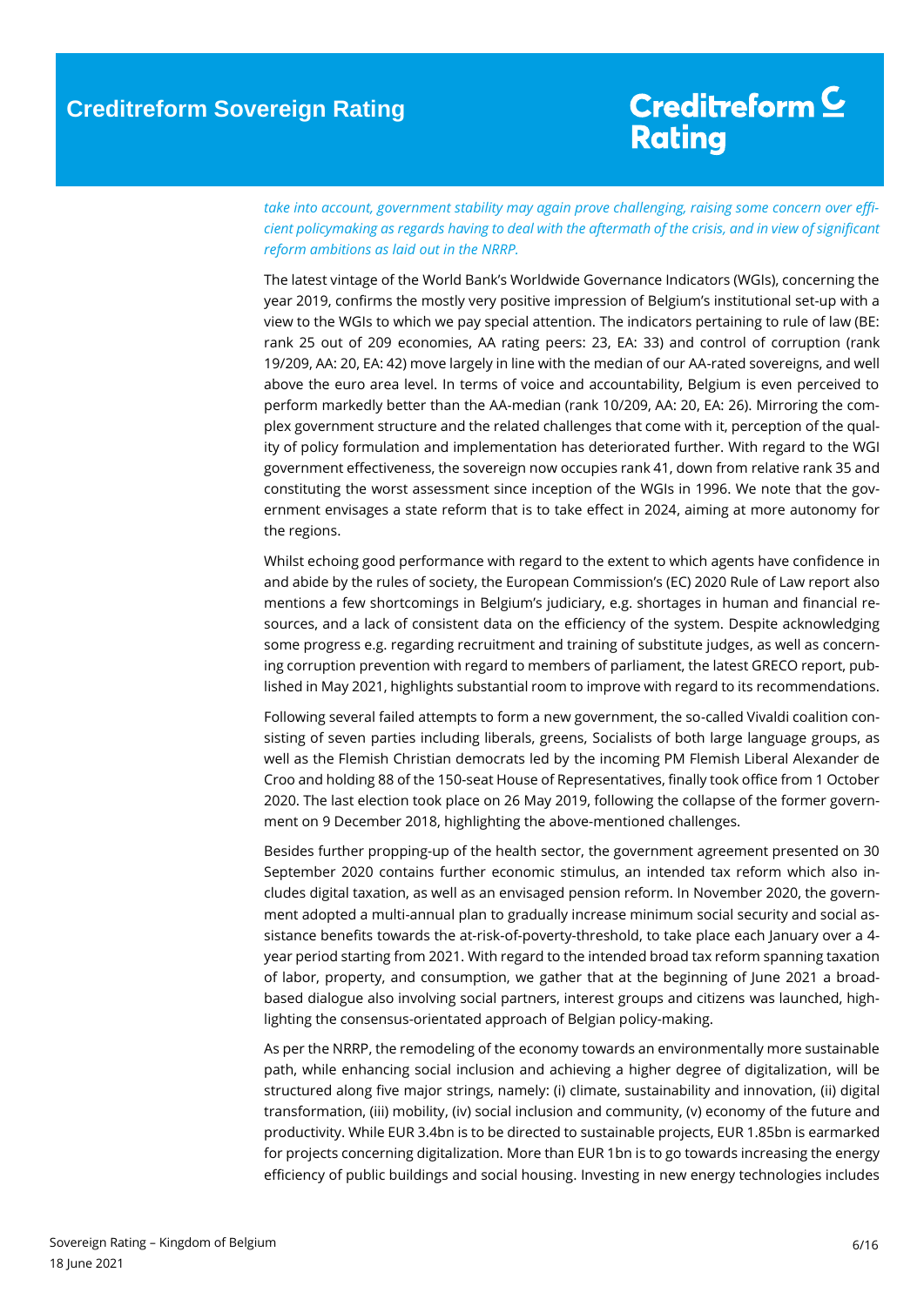*take into account, government stability may again prove challenging, raising some concern over efficient policymaking as regards having to deal with the aftermath of the crisis, and in view of significant reform ambitions as laid out in the NRRP.*

The latest vintage of the World Bank's Worldwide Governance Indicators (WGIs), concerning the year 2019, confirms the mostly very positive impression of Belgium's institutional set-up with a view to the WGIs to which we pay special attention. The indicators pertaining to rule of law (BE: rank 25 out of 209 economies, AA rating peers: 23, EA: 33) and control of corruption (rank 19/209, AA: 20, EA: 42) move largely in line with the median of our AA-rated sovereigns, and well above the euro area level. In terms of voice and accountability, Belgium is even perceived to perform markedly better than the AA-median (rank 10/209, AA: 20, EA: 26). Mirroring the complex government structure and the related challenges that come with it, perception of the quality of policy formulation and implementation has deteriorated further. With regard to the WGI government effectiveness, the sovereign now occupies rank 41, down from relative rank 35 and constituting the worst assessment since inception of the WGIs in 1996. We note that the government envisages a state reform that is to take effect in 2024, aiming at more autonomy for the regions.

Whilst echoing good performance with regard to the extent to which agents have confidence in and abide by the rules of society, the European Commission's (EC) 2020 Rule of Law report also mentions a few shortcomings in Belgium's judiciary, e.g. shortages in human and financial resources, and a lack of consistent data on the efficiency of the system. Despite acknowledging some progress e.g. regarding recruitment and training of substitute judges, as well as concerning corruption prevention with regard to members of parliament, the latest GRECO report, published in May 2021, highlights substantial room to improve with regard to its recommendations.

Following several failed attempts to form a new government, the so-called Vivaldi coalition consisting of seven parties including liberals, greens, Socialists of both large language groups, as well as the Flemish Christian democrats led by the incoming PM Flemish Liberal Alexander de Croo and holding 88 of the 150-seat House of Representatives, finally took office from 1 October 2020. The last election took place on 26 May 2019, following the collapse of the former government on 9 December 2018, highlighting the above-mentioned challenges.

Besides further propping-up of the health sector, the government agreement presented on 30 September 2020 contains further economic stimulus, an intended tax reform which also includes digital taxation, as well as an envisaged pension reform. In November 2020, the government adopted a multi-annual plan to gradually increase minimum social security and social assistance benefits towards the at-risk-of-poverty-threshold, to take place each January over a 4-year period starting from 2021. With regard to the intended broad tax reform spanning taxation of labor, property, and consumption, we gather that at the beginning of June 2021 a broad-based dialogue also involving social partners, interest groups and citizens was launched, highlighting the consensus-orientated approach of Belgian policy-making.

As per the NRRP, the remodeling of the economy towards an environmentally more sustainable path, while enhancing social inclusion and achieving a higher degree of digitalization, will be structured along five major strings, namely: (i) climate, sustainability and innovation, (ii) digital transformation, (iii) mobility, (iv) social inclusion and community, (v) economy of the future and productivity. While EUR 3.4bn is to be directed to sustainable projects, EUR 1.85bn is earmarked for projects concerning digitalization. More than EUR 1bn is to go towards increasing the energy efficiency of public buildings and social housing. Investing in new energy technologies includes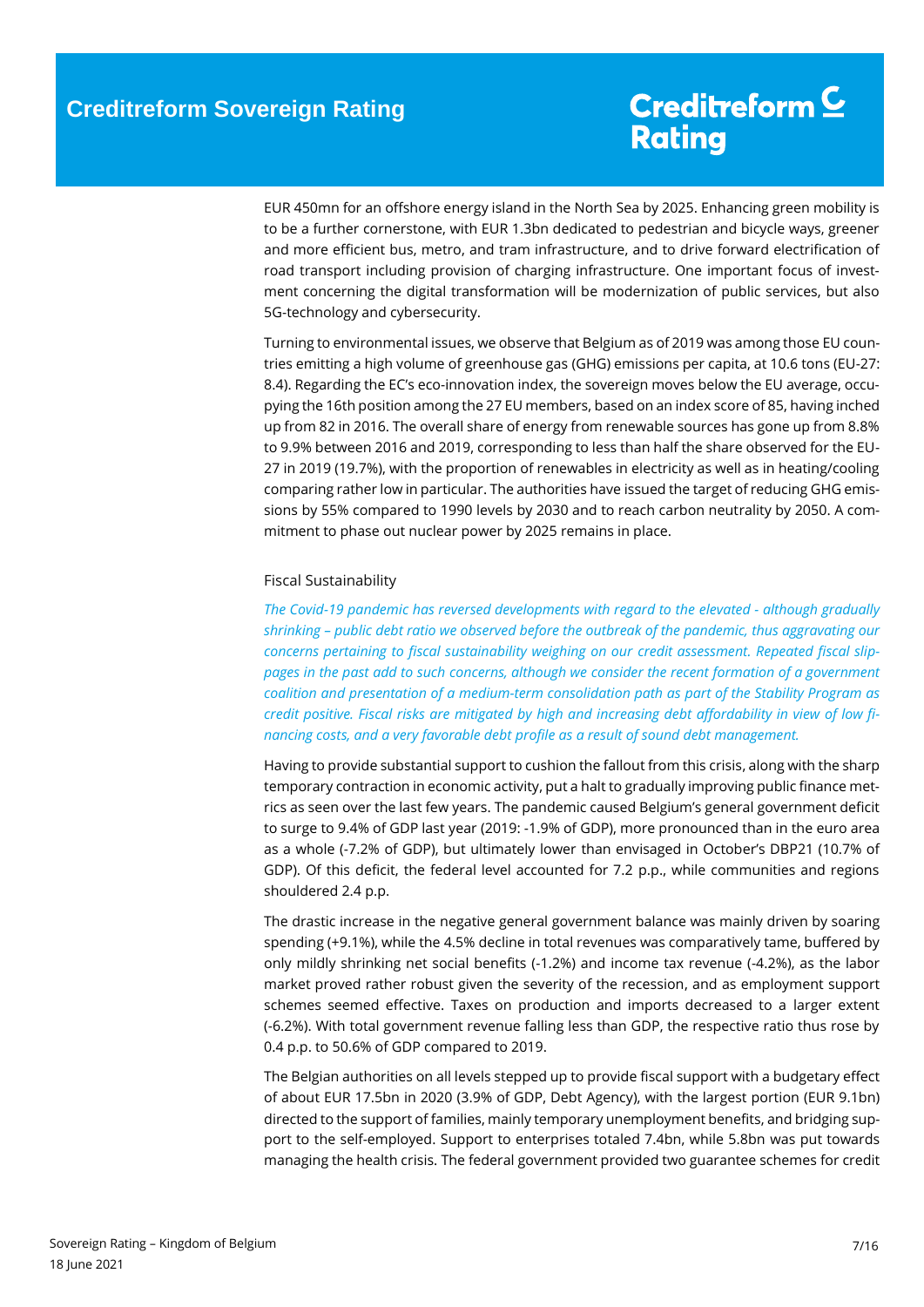EUR 450mn for an offshore energy island in the North Sea by 2025. Enhancing green mobility is to be a further cornerstone, with EUR 1.3bn dedicated to pedestrian and bicycle ways, greener and more efficient bus, metro, and tram infrastructure, and to drive forward electrification of road transport including provision of charging infrastructure. One important focus of investment concerning the digital transformation will be modernization of public services, but also 5G-technology and cybersecurity.

Turning to environmental issues, we observe that Belgium as of 2019 was among those EU countries emitting a high volume of greenhouse gas (GHG) emissions per capita, at 10.6 tons (EU-27: 8.4). Regarding the EC's eco-innovation index, the sovereign moves below the EU average, occupying the 16th position among the 27 EU members, based on an index score of 85, having inched up from 82 in 2016. The overall share of energy from renewable sources has gone up from 8.8% to 9.9% between 2016 and 2019, corresponding to less than half the share observed for the EU-27 in 2019 (19.7%), with the proportion of renewables in electricity as well as in heating/cooling comparing rather low in particular. The authorities have issued the target of reducing GHG emissions by 55% compared to 1990 levels by 2030 and to reach carbon neutrality by 2050. A commitment to phase out nuclear power by 2025 remains in place.

### Fiscal Sustainability

*The Covid-19 pandemic has reversed developments with regard to the elevated - although gradually shrinking – public debt ratio we observed before the outbreak of the pandemic, thus aggravating our concerns pertaining to fiscal sustainability weighing on our credit assessment. Repeated fiscal slippages in the past add to such concerns, although we consider the recent formation of a government coalition and presentation of a medium-term consolidation path as part of the Stability Program as credit positive. Fiscal risks are mitigated by high and increasing debt affordability in view of low financing costs, and a very favorable debt profile as a result of sound debt management.*

Having to provide substantial support to cushion the fallout from this crisis, along with the sharp temporary contraction in economic activity, put a halt to gradually improving public finance metrics as seen over the last few years. The pandemic caused Belgium's general government deficit to surge to 9.4% of GDP last year (2019: -1.9% of GDP), more pronounced than in the euro area as a whole (-7.2% of GDP), but ultimately lower than envisaged in October's DBP21 (10.7% of GDP). Of this deficit, the federal level accounted for 7.2 p.p., while communities and regions shouldered 2.4 p.p.

The drastic increase in the negative general government balance was mainly driven by soaring spending (+9.1%), while the 4.5% decline in total revenues was comparatively tame, buffered by only mildly shrinking net social benefits (-1.2%) and income tax revenue (-4.2%), as the labor market proved rather robust given the severity of the recession, and as employment support schemes seemed effective. Taxes on production and imports decreased to a larger extent (-6.2%). With total government revenue falling less than GDP, the respective ratio thus rose by 0.4 p.p. to 50.6% of GDP compared to 2019.

The Belgian authorities on all levels stepped up to provide fiscal support with a budgetary effect of about EUR 17.5bn in 2020 (3.9% of GDP, Debt Agency), with the largest portion (EUR 9.1bn) directed to the support of families, mainly temporary unemployment benefits, and bridging support to the self-employed. Support to enterprises totaled 7.4bn, while 5.8bn was put towards managing the health crisis. The federal government provided two guarantee schemes for credit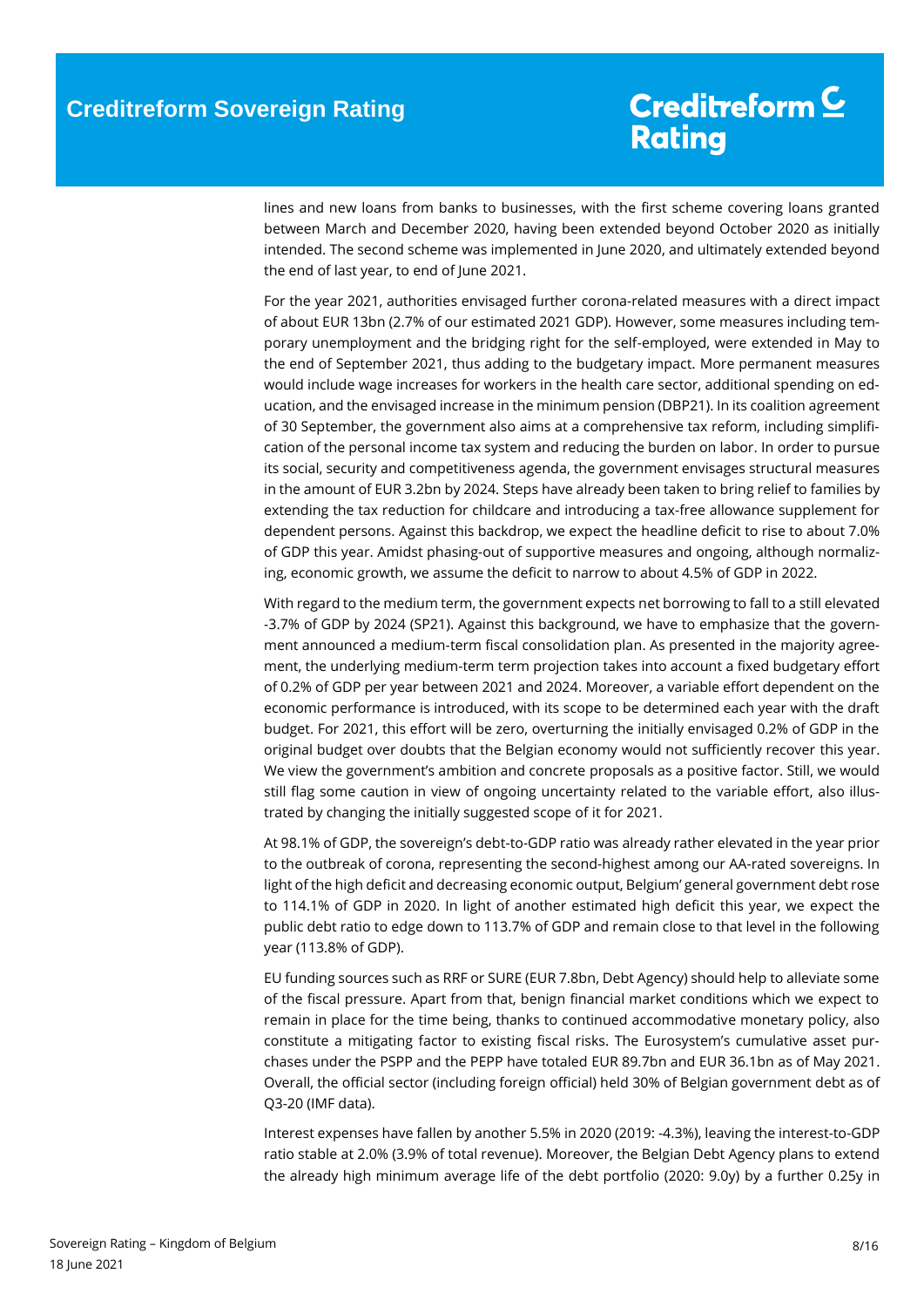lines and new loans from banks to businesses, with the first scheme covering loans granted between March and December 2020, having been extended beyond October 2020 as initially intended. The second scheme was implemented in June 2020, and ultimately extended beyond the end of last year, to end of June 2021.

For the year 2021, authorities envisaged further corona-related measures with a direct impact of about EUR 13bn (2.7% of our estimated 2021 GDP). However, some measures including temporary unemployment and the bridging right for the self-employed, were extended in May to the end of September 2021, thus adding to the budgetary impact. More permanent measures would include wage increases for workers in the health care sector, additional spending on education, and the envisaged increase in the minimum pension (DBP21). In its coalition agreement of 30 September, the government also aims at a comprehensive tax reform, including simplification of the personal income tax system and reducing the burden on labor. In order to pursue its social, security and competitiveness agenda, the government envisages structural measures in the amount of EUR 3.2bn by 2024. Steps have already been taken to bring relief to families by extending the tax reduction for childcare and introducing a tax-free allowance supplement for dependent persons. Against this backdrop, we expect the headline deficit to rise to about 7.0% of GDP this year. Amidst phasing-out of supportive measures and ongoing, although normalizing, economic growth, we assume the deficit to narrow to about 4.5% of GDP in 2022.

With regard to the medium term, the government expects net borrowing to fall to a still elevated -3.7% of GDP by 2024 (SP21). Against this background, we have to emphasize that the government announced a medium-term fiscal consolidation plan. As presented in the majority agreement, the underlying medium-term term projection takes into account a fixed budgetary effort of 0.2% of GDP per year between 2021 and 2024. Moreover, a variable effort dependent on the economic performance is introduced, with its scope to be determined each year with the draft budget. For 2021, this effort will be zero, overturning the initially envisaged 0.2% of GDP in the original budget over doubts that the Belgian economy would not sufficiently recover this year. We view the government's ambition and concrete proposals as a positive factor. Still, we would still flag some caution in view of ongoing uncertainty related to the variable effort, also illustrated by changing the initially suggested scope of it for 2021.

At 98.1% of GDP, the sovereign's debt-to-GDP ratio was already rather elevated in the year prior to the outbreak of corona, representing the second-highest among our AA-rated sovereigns. In light of the high deficit and decreasing economic output, Belgium' general government debt rose to 114.1% of GDP in 2020. In light of another estimated high deficit this year, we expect the public debt ratio to edge down to 113.7% of GDP and remain close to that level in the following year (113.8% of GDP).

EU funding sources such as RRF or SURE (EUR 7.8bn, Debt Agency) should help to alleviate some of the fiscal pressure. Apart from that, benign financial market conditions which we expect to remain in place for the time being, thanks to continued accommodative monetary policy, also constitute a mitigating factor to existing fiscal risks. The Eurosystem's cumulative asset purchases under the PSPP and the PEPP have totaled EUR 89.7bn and EUR 36.1bn as of May 2021. Overall, the official sector (including foreign official) held 30% of Belgian government debt as of Q3-20 (IMF data).

Interest expenses have fallen by another 5.5% in 2020 (2019: -4.3%), leaving the interest-to-GDP ratio stable at 2.0% (3.9% of total revenue). Moreover, the Belgian Debt Agency plans to extend the already high minimum average life of the debt portfolio (2020: 9.0y) by a further 0.25y in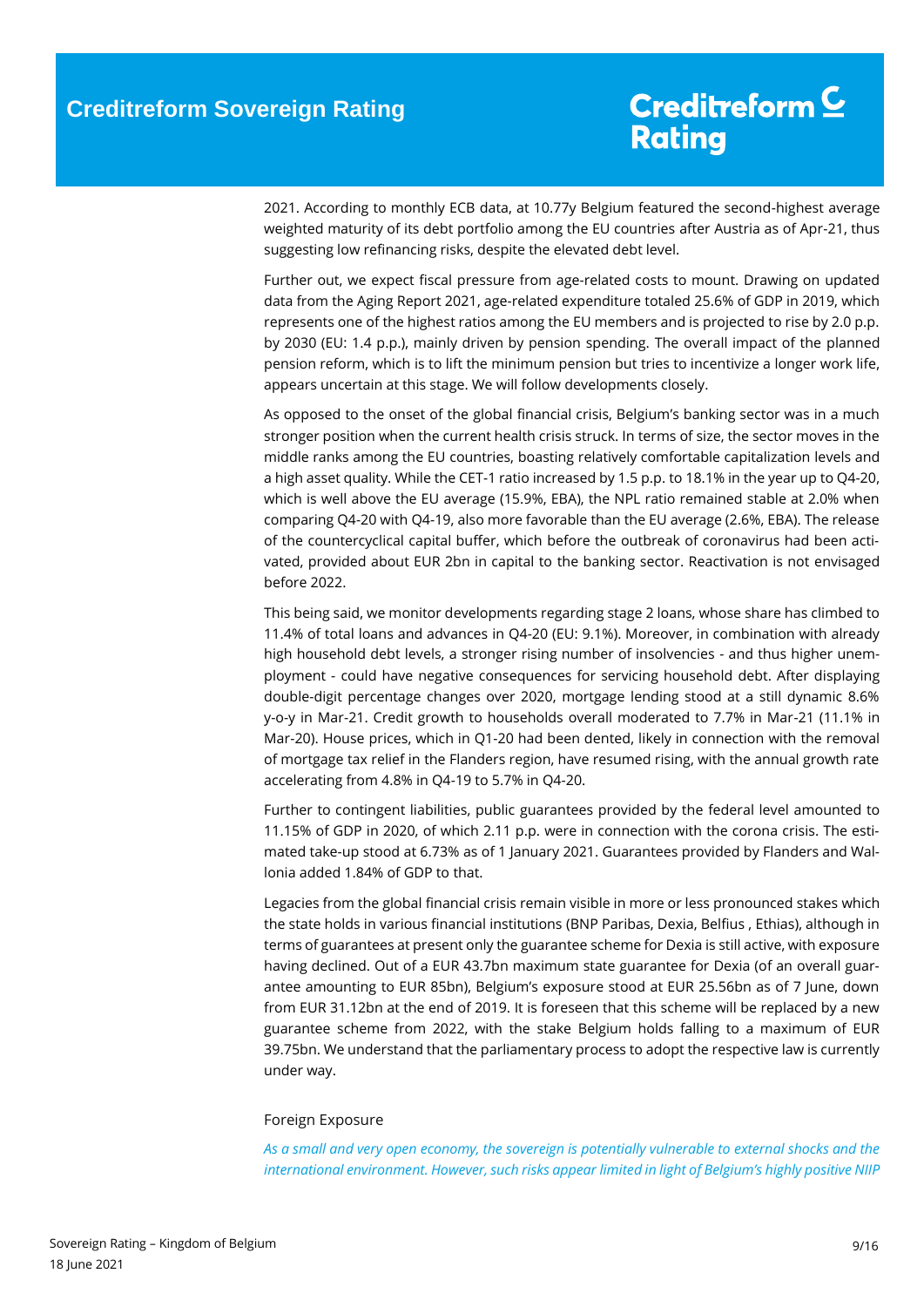2021. According to monthly ECB data, at 10.77y Belgium featured the second-highest average weighted maturity of its debt portfolio among the EU countries after Austria as of Apr-21, thus suggesting low refinancing risks, despite the elevated debt level.

Further out, we expect fiscal pressure from age-related costs to mount. Drawing on updated data from the Aging Report 2021, age-related expenditure totaled 25.6% of GDP in 2019, which represents one of the highest ratios among the EU members and is projected to rise by 2.0 p.p. by 2030 (EU: 1.4 p.p.), mainly driven by pension spending. The overall impact of the planned pension reform, which is to lift the minimum pension but tries to incentivize a longer work life, appears uncertain at this stage. We will follow developments closely.

As opposed to the onset of the global financial crisis, Belgium's banking sector was in a much stronger position when the current health crisis struck. In terms of size, the sector moves in the middle ranks among the EU countries, boasting relatively comfortable capitalization levels and a high asset quality. While the CET-1 ratio increased by 1.5 p.p. to 18.1% in the year up to Q4-20, which is well above the EU average (15.9%, EBA), the NPL ratio remained stable at 2.0% when comparing Q4-20 with Q4-19, also more favorable than the EU average (2.6%, EBA). The release of the countercyclical capital buffer, which before the outbreak of coronavirus had been activated, provided about EUR 2bn in capital to the banking sector. Reactivation is not envisaged before 2022.

This being said, we monitor developments regarding stage 2 loans, whose share has climbed to 11.4% of total loans and advances in Q4-20 (EU: 9.1%). Moreover, in combination with already high household debt levels, a stronger rising number of insolvencies - and thus higher unemployment - could have negative consequences for servicing household debt. After displaying double-digit percentage changes over 2020, mortgage lending stood at a still dynamic 8.6% y-o-y in Mar-21. Credit growth to households overall moderated to 7.7% in Mar-21 (11.1% in Mar-20). House prices, which in Q1-20 had been dented, likely in connection with the removal of mortgage tax relief in the Flanders region, have resumed rising, with the annual growth rate accelerating from 4.8% in Q4-19 to 5.7% in Q4-20.

Further to contingent liabilities, public guarantees provided by the federal level amounted to 11.15% of GDP in 2020, of which 2.11 p.p. were in connection with the corona crisis. The estimated take-up stood at 6.73% as of 1 January 2021. Guarantees provided by Flanders and Wallonia added 1.84% of GDP to that.

Legacies from the global financial crisis remain visible in more or less pronounced stakes which the state holds in various financial institutions (BNP Paribas, Dexia, Belfius , Ethias), although in terms of guarantees at present only the guarantee scheme for Dexia is still active, with exposure having declined. Out of a EUR 43.7bn maximum state guarantee for Dexia (of an overall guarantee amounting to EUR 85bn), Belgium's exposure stood at EUR 25.56bn as of 7 June, down from EUR 31.12bn at the end of 2019. It is foreseen that this scheme will be replaced by a new guarantee scheme from 2022, with the stake Belgium holds falling to a maximum of EUR 39.75bn. We understand that the parliamentary process to adopt the respective law is currently under way.

### Foreign Exposure

*As a small and very open economy, the sovereign is potentially vulnerable to external shocks and the international environment. However, such risks appear limited in light of Belgium's highly positive NIIP*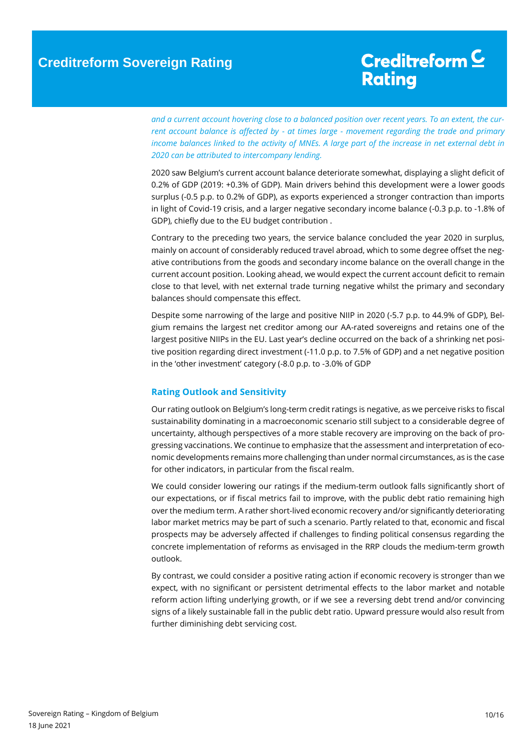*and a current account hovering close to a balanced position over recent years. To an extent, the current account balance is affected by - at times large - movement regarding the trade and primary income balances linked to the activity of MNEs. A large part of the increase in net external debt in 2020 can be attributed to intercompany lending.*

2020 saw Belgium's current account balance deteriorate somewhat, displaying a slight deficit of 0.2% of GDP (2019: +0.3% of GDP). Main drivers behind this development were a lower goods surplus (-0.5 p.p. to 0.2% of GDP), as exports experienced a stronger contraction than imports in light of Covid-19 crisis, and a larger negative secondary income balance (-0.3 p.p. to -1.8% of GDP), chiefly due to the EU budget contribution .

Contrary to the preceding two years, the service balance concluded the year 2020 in surplus, mainly on account of considerably reduced travel abroad, which to some degree offset the negative contributions from the goods and secondary income balance on the overall change in the current account position. Looking ahead, we would expect the current account deficit to remain close to that level, with net external trade turning negative whilst the primary and secondary balances should compensate this effect.

Despite some narrowing of the large and positive NIIP in 2020 (-5.7 p.p. to 44.9% of GDP), Belgium remains the largest net creditor among our AA-rated sovereigns and retains one of the largest positive NIIPs in the EU. Last year's decline occurred on the back of a shrinking net positive position regarding direct investment (-11.0 p.p. to 7.5% of GDP) and a net negative position in the 'other investment' category (-8.0 p.p. to -3.0% of GDP

## Rating Outlook and Sensitivity

Our rating outlook on Belgium's long-term credit ratings is negative, as we perceive risks to fiscal sustainability dominating in a macroeconomic scenario still subject to a considerable degree of uncertainty, although perspectives of a more stable recovery are improving on the back of progressing vaccinations. We continue to emphasize that the assessment and interpretation of economic developments remains more challenging than under normal circumstances, as is the case for other indicators, in particular from the fiscal realm.

We could consider lowering our ratings if the medium-term outlook falls significantly short of our expectations, or if fiscal metrics fail to improve, with the public debt ratio remaining high over the medium term. A rather short-lived economic recovery and/or significantly deteriorating labor market metrics may be part of such a scenario. Partly related to that, economic and fiscal prospects may be adversely affected if challenges to finding political consensus regarding the concrete implementation of reforms as envisaged in the RRP clouds the medium-term growth outlook.

By contrast, we could consider a positive rating action if economic recovery is stronger than we expect, with no significant or persistent detrimental effects to the labor market and notable reform action lifting underlying growth, or if we see a reversing debt trend and/or convincing signs of a likely sustainable fall in the public debt ratio. Upward pressure would also result from further diminishing debt servicing cost.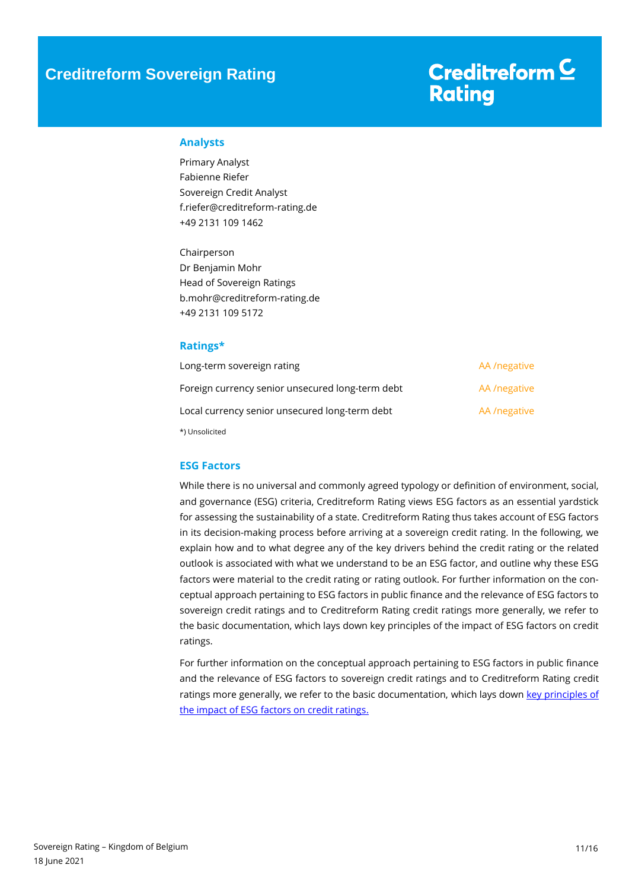# Creditreform Sovereign Rating

Creditreform Rating

## Analysts

Primary Analyst
Fabienne Riefer
Sovereign Credit Analyst
f.riefer@creditreform-rating.de
+49 2131 109 1462

Chairperson
Dr Benjamin Mohr
Head of Sovereign Ratings
b.mohr@creditreform-rating.de
+49 2131 109 5172

## Ratings*

| | |
|---|---|
| Long-term sovereign rating | AA /negative |
| Foreign currency senior unsecured long-term debt | AA /negative |
| Local currency senior unsecured long-term debt | AA /negative |

*) Unsolicited

## ESG Factors

While there is no universal and commonly agreed typology or definition of environment, social, and governance (ESG) criteria, Creditreform Rating views ESG factors as an essential yardstick for assessing the sustainability of a state. Creditreform Rating thus takes account of ESG factors in its decision-making process before arriving at a sovereign credit rating. In the following, we explain how and to what degree any of the key drivers behind the credit rating or the related outlook is associated with what we understand to be an ESG factor, and outline why these ESG factors were material to the credit rating or rating outlook. For further information on the conceptual approach pertaining to ESG factors in public finance and the relevance of ESG factors to sovereign credit ratings and to Creditreform Rating credit ratings more generally, we refer to the basic documentation, which lays down key principles of the impact of ESG factors on credit ratings.

For further information on the conceptual approach pertaining to ESG factors in public finance and the relevance of ESG factors to sovereign credit ratings and to Creditreform Rating credit ratings more generally, we refer to the basic documentation, which lays down key principles of the impact of ESG factors on credit ratings.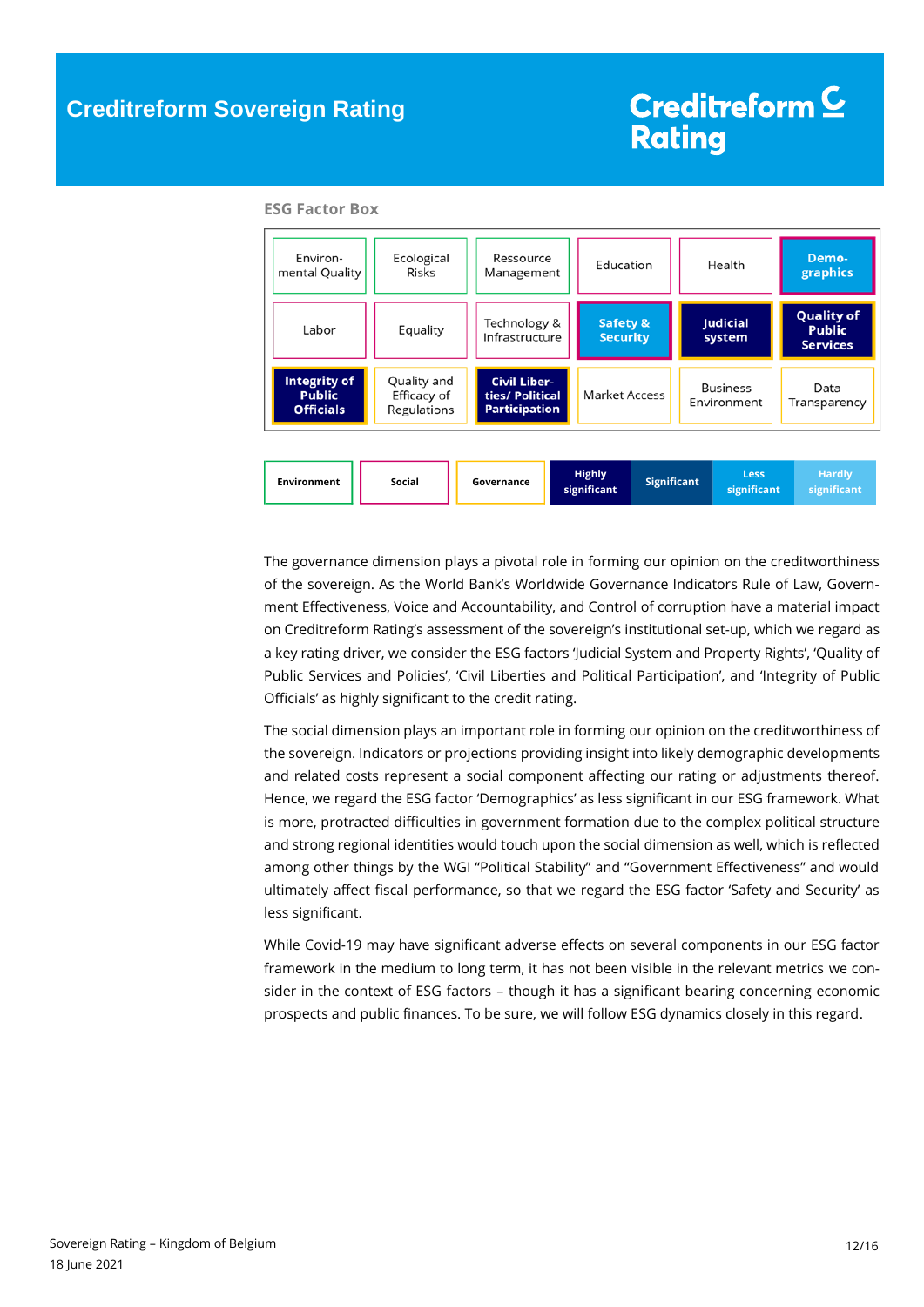### ESG Factor Box

| | | | | | |
|---|---|---|---|---|---|
| Environ-mental Quality | Ecological Risks | Ressource Management | Education | Health | **Demo-graphics** |
| Labor | Equality | Technology & Infrastructure | **Safety & Security** | **Judicial system** | **Quality of Public Services** |
| **Integrity of Public Officials** | Quality and Efficacy of Regulations | **Civil Liber-ties/ Political Participation** | Market Access | Business Environment | Data Transparency |

| Environment | Social | Governance | Highly significant | Significant | Less significant | Hardly significant |
|---|---|---|---|---|---|---|

The governance dimension plays a pivotal role in forming our opinion on the creditworthiness of the sovereign. As the World Bank's Worldwide Governance Indicators Rule of Law, Government Effectiveness, Voice and Accountability, and Control of corruption have a material impact on Creditreform Rating's assessment of the sovereign's institutional set-up, which we regard as a key rating driver, we consider the ESG factors 'Judicial System and Property Rights', 'Quality of Public Services and Policies', 'Civil Liberties and Political Participation', and 'Integrity of Public Officials' as highly significant to the credit rating.

The social dimension plays an important role in forming our opinion on the creditworthiness of the sovereign. Indicators or projections providing insight into likely demographic developments and related costs represent a social component affecting our rating or adjustments thereof. Hence, we regard the ESG factor 'Demographics' as less significant in our ESG framework. What is more, protracted difficulties in government formation due to the complex political structure and strong regional identities would touch upon the social dimension as well, which is reflected among other things by the WGI "Political Stability" and "Government Effectiveness" and would ultimately affect fiscal performance, so that we regard the ESG factor 'Safety and Security' as less significant.

While Covid-19 may have significant adverse effects on several components in our ESG factor framework in the medium to long term, it has not been visible in the relevant metrics we consider in the context of ESG factors – though it has a significant bearing concerning economic prospects and public finances. To be sure, we will follow ESG dynamics closely in this regard.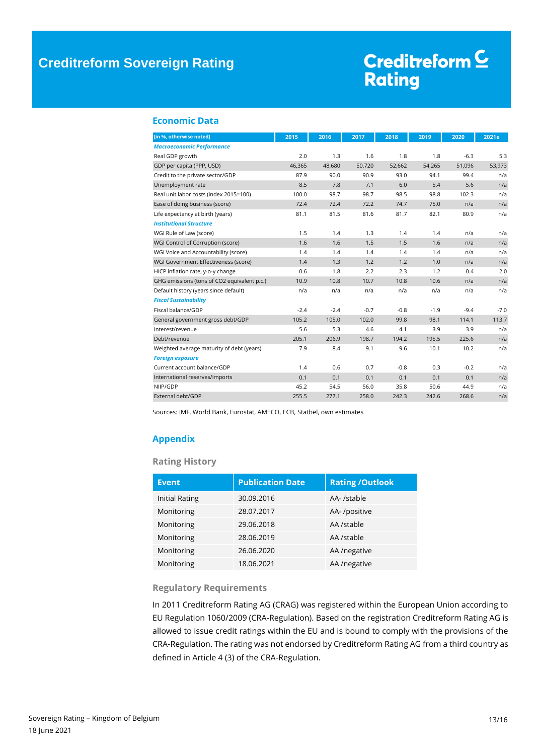## Economic Data

| [in %, otherwise noted] | 2015 | 2016 | 2017 | 2018 | 2019 | 2020 | 2021e |
|---|---|---|---|---|---|---|---|
| ***Macroeconomic Performance*** | | | | | | | |
| Real GDP growth | 2.0 | 1.3 | 1.6 | 1.8 | 1.8 | -6.3 | 5.3 |
| GDP per capita (PPP, USD) | 46,365 | 48,680 | 50,720 | 52,662 | 54,265 | 51,096 | 53,973 |
| Credit to the private sector/GDP | 87.9 | 90.0 | 90.9 | 93.0 | 94.1 | 99.4 | n/a |
| Unemployment rate | 8.5 | 7.8 | 7.1 | 6.0 | 5.4 | 5.6 | n/a |
| Real unit labor costs (index 2015=100) | 100.0 | 98.7 | 98.7 | 98.5 | 98.8 | 102.3 | n/a |
| Ease of doing business (score) | 72.4 | 72.4 | 72.2 | 74.7 | 75.0 | n/a | n/a |
| Life expectancy at birth (years) | 81.1 | 81.5 | 81.6 | 81.7 | 82.1 | 80.9 | n/a |
| ***Institutional Structure*** | | | | | | | |
| WGI Rule of Law (score) | 1.5 | 1.4 | 1.3 | 1.4 | 1.4 | n/a | n/a |
| WGI Control of Corruption (score) | 1.6 | 1.6 | 1.5 | 1.5 | 1.6 | n/a | n/a |
| WGI Voice and Accountability (score) | 1.4 | 1.4 | 1.4 | 1.4 | 1.4 | n/a | n/a |
| WGI Government Effectiveness (score) | 1.4 | 1.3 | 1.2 | 1.2 | 1.0 | n/a | n/a |
| HICP inflation rate, y-o-y change | 0.6 | 1.8 | 2.2 | 2.3 | 1.2 | 0.4 | 2.0 |
| GHG emissions (tons of CO2 equivalent p.c.) | 10.9 | 10.8 | 10.7 | 10.8 | 10.6 | n/a | n/a |
| Default history (years since default) | n/a | n/a | n/a | n/a | n/a | n/a | n/a |
| ***Fiscal Sustainability*** | | | | | | | |
| Fiscal balance/GDP | -2.4 | -2.4 | -0.7 | -0.8 | -1.9 | -9.4 | -7.0 |
| General government gross debt/GDP | 105.2 | 105.0 | 102.0 | 99.8 | 98.1 | 114.1 | 113.7 |
| Interest/revenue | 5.6 | 5.3 | 4.6 | 4.1 | 3.9 | 3.9 | n/a |
| Debt/revenue | 205.1 | 206.9 | 198.7 | 194.2 | 195.5 | 225.6 | n/a |
| Weighted average maturity of debt (years) | 7.9 | 8.4 | 9.1 | 9.6 | 10.1 | 10.2 | n/a |
| ***Foreign exposure*** | | | | | | | |
| Current account balance/GDP | 1.4 | 0.6 | 0.7 | -0.8 | 0.3 | -0.2 | n/a |
| International reserves/imports | 0.1 | 0.1 | 0.1 | 0.1 | 0.1 | 0.1 | n/a |
| NIIP/GDP | 45.2 | 54.5 | 56.0 | 35.8 | 50.6 | 44.9 | n/a |
| External debt/GDP | 255.5 | 277.1 | 258.0 | 242.3 | 242.6 | 268.6 | n/a |

Sources: IMF, World Bank, Eurostat, AMECO, ECB, Statbel, own estimates

## Appendix

### Rating History

| Event | Publication Date | Rating /Outlook |
|---|---|---|
| Initial Rating | 30.09.2016 | AA- /stable |
| Monitoring | 28.07.2017 | AA- /positive |
| Monitoring | 29.06.2018 | AA /stable |
| Monitoring | 28.06.2019 | AA /stable |
| Monitoring | 26.06.2020 | AA /negative |
| Monitoring | 18.06.2021 | AA /negative |

### Regulatory Requirements

In 2011 Creditreform Rating AG (CRAG) was registered within the European Union according to EU Regulation 1060/2009 (CRA-Regulation). Based on the registration Creditreform Rating AG is allowed to issue credit ratings within the EU and is bound to comply with the provisions of the CRA-Regulation. The rating was not endorsed by Creditreform Rating AG from a third country as defined in Article 4 (3) of the CRA-Regulation.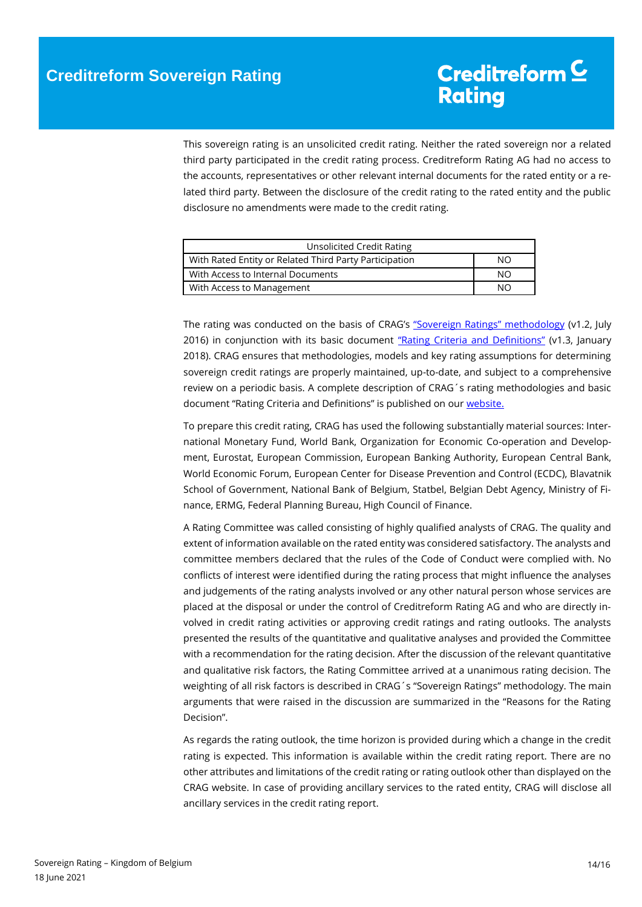This sovereign rating is an unsolicited credit rating. Neither the rated sovereign nor a related third party participated in the credit rating process. Creditreform Rating AG had no access to the accounts, representatives or other relevant internal documents for the rated entity or a related third party. Between the disclosure of the credit rating to the rated entity and the public disclosure no amendments were made to the credit rating.

| Unsolicited Credit Rating | |
|---|---|
| With Rated Entity or Related Third Party Participation | NO |
| With Access to Internal Documents | NO |
| With Access to Management | NO |

The rating was conducted on the basis of CRAG's ["Sovereign Ratings" methodology](#) (v1.2, July 2016) in conjunction with its basic document ["Rating Criteria and Definitions"](#) (v1.3, January 2018). CRAG ensures that methodologies, models and key rating assumptions for determining sovereign credit ratings are properly maintained, up-to-date, and subject to a comprehensive review on a periodic basis. A complete description of CRAG´s rating methodologies and basic document "Rating Criteria and Definitions" is published on our [website.](#)

To prepare this credit rating, CRAG has used the following substantially material sources: International Monetary Fund, World Bank, Organization for Economic Co-operation and Development, Eurostat, European Commission, European Banking Authority, European Central Bank, World Economic Forum, European Center for Disease Prevention and Control (ECDC), Blavatnik School of Government, National Bank of Belgium, Statbel, Belgian Debt Agency, Ministry of Finance, ERMG, Federal Planning Bureau, High Council of Finance.

A Rating Committee was called consisting of highly qualified analysts of CRAG. The quality and extent of information available on the rated entity was considered satisfactory. The analysts and committee members declared that the rules of the Code of Conduct were complied with. No conflicts of interest were identified during the rating process that might influence the analyses and judgements of the rating analysts involved or any other natural person whose services are placed at the disposal or under the control of Creditreform Rating AG and who are directly involved in credit rating activities or approving credit ratings and rating outlooks. The analysts presented the results of the quantitative and qualitative analyses and provided the Committee with a recommendation for the rating decision. After the discussion of the relevant quantitative and qualitative risk factors, the Rating Committee arrived at a unanimous rating decision. The weighting of all risk factors is described in CRAG´s "Sovereign Ratings" methodology. The main arguments that were raised in the discussion are summarized in the "Reasons for the Rating Decision".

As regards the rating outlook, the time horizon is provided during which a change in the credit rating is expected. This information is available within the credit rating report. There are no other attributes and limitations of the credit rating or rating outlook other than displayed on the CRAG website. In case of providing ancillary services to the rated entity, CRAG will disclose all ancillary services in the credit rating report.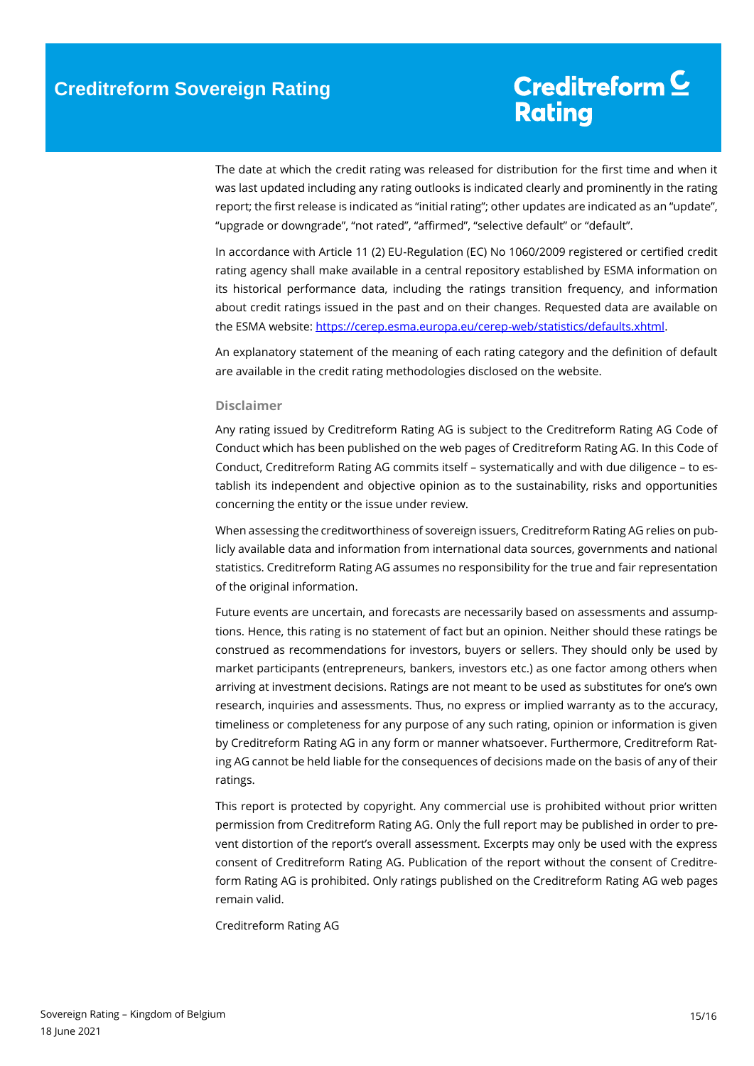The date at which the credit rating was released for distribution for the first time and when it was last updated including any rating outlooks is indicated clearly and prominently in the rating report; the first release is indicated as "initial rating"; other updates are indicated as an "update", "upgrade or downgrade", "not rated", "affirmed", "selective default" or "default".

In accordance with Article 11 (2) EU-Regulation (EC) No 1060/2009 registered or certified credit rating agency shall make available in a central repository established by ESMA information on its historical performance data, including the ratings transition frequency, and information about credit ratings issued in the past and on their changes. Requested data are available on the ESMA website: [https://cerep.esma.europa.eu/cerep-web/statistics/defaults.xhtml](https://cerep.esma.europa.eu/cerep-web/statistics/defaults.xhtml).

An explanatory statement of the meaning of each rating category and the definition of default are available in the credit rating methodologies disclosed on the website.

### Disclaimer

Any rating issued by Creditreform Rating AG is subject to the Creditreform Rating AG Code of Conduct which has been published on the web pages of Creditreform Rating AG. In this Code of Conduct, Creditreform Rating AG commits itself – systematically and with due diligence – to establish its independent and objective opinion as to the sustainability, risks and opportunities concerning the entity or the issue under review.

When assessing the creditworthiness of sovereign issuers, Creditreform Rating AG relies on publicly available data and information from international data sources, governments and national statistics. Creditreform Rating AG assumes no responsibility for the true and fair representation of the original information.

Future events are uncertain, and forecasts are necessarily based on assessments and assumptions. Hence, this rating is no statement of fact but an opinion. Neither should these ratings be construed as recommendations for investors, buyers or sellers. They should only be used by market participants (entrepreneurs, bankers, investors etc.) as one factor among others when arriving at investment decisions. Ratings are not meant to be used as substitutes for one's own research, inquiries and assessments. Thus, no express or implied warranty as to the accuracy, timeliness or completeness for any purpose of any such rating, opinion or information is given by Creditreform Rating AG in any form or manner whatsoever. Furthermore, Creditreform Rating AG cannot be held liable for the consequences of decisions made on the basis of any of their ratings.

This report is protected by copyright. Any commercial use is prohibited without prior written permission from Creditreform Rating AG. Only the full report may be published in order to prevent distortion of the report's overall assessment. Excerpts may only be used with the express consent of Creditreform Rating AG. Publication of the report without the consent of Creditreform Rating AG is prohibited. Only ratings published on the Creditreform Rating AG web pages remain valid.

Creditreform Rating AG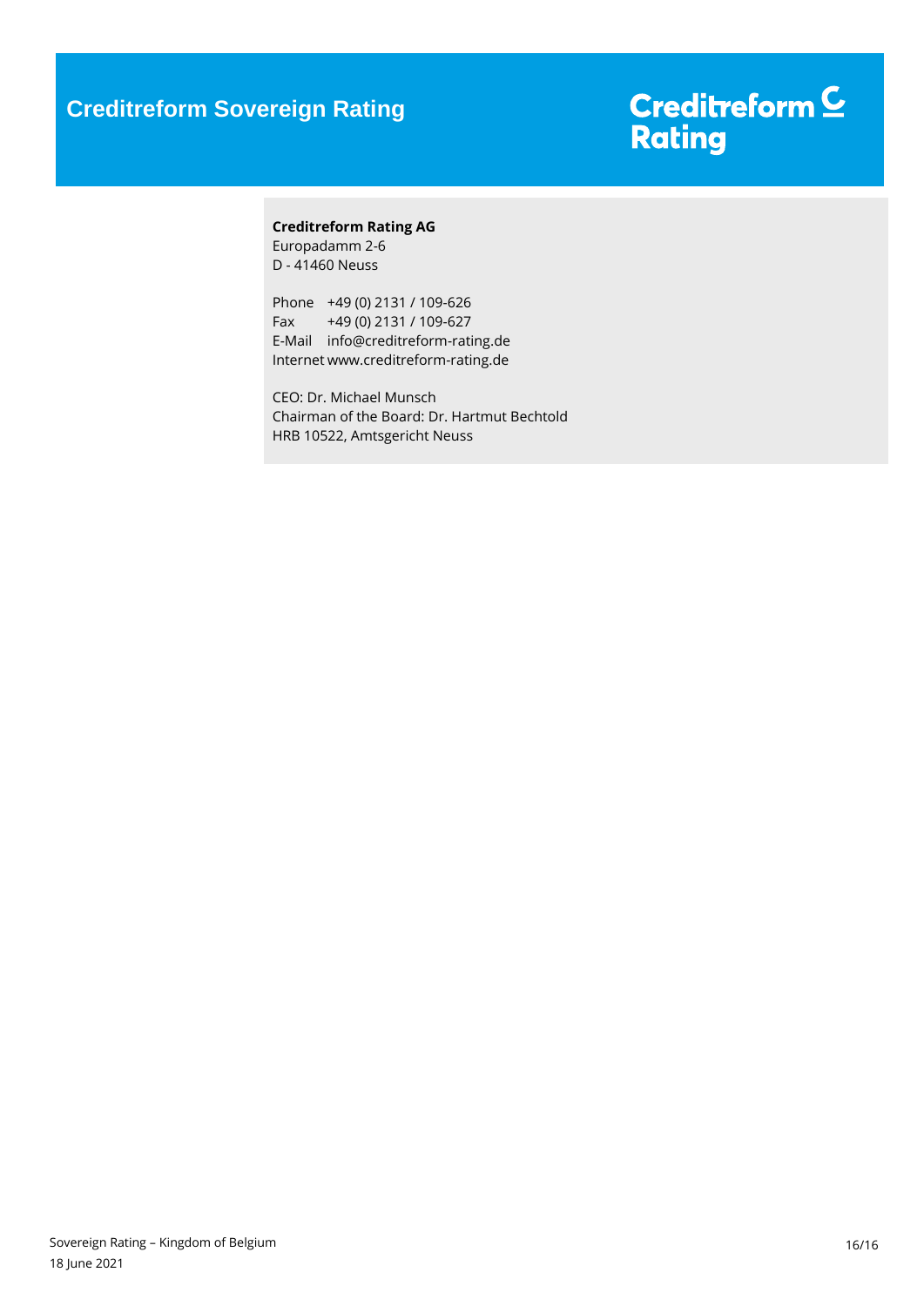**Creditreform Rating AG**
Europadamm 2-6
D - 41460 Neuss

Phone +49 (0) 2131 / 109-626
Fax +49 (0) 2131 / 109-627
E-Mail info@creditreform-rating.de
Internet www.creditreform-rating.de

CEO: Dr. Michael Munsch
Chairman of the Board: Dr. Hartmut Bechtold
HRB 10522, Amtsgericht Neuss